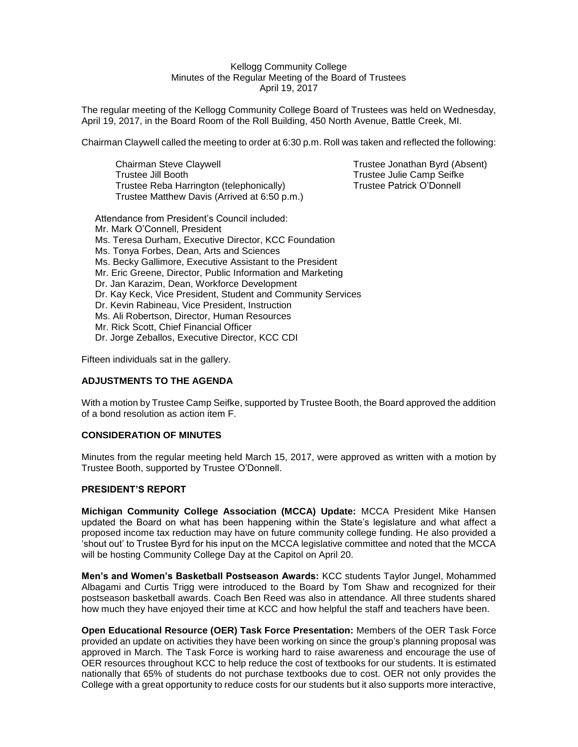Kellogg Community College
Minutes of the Regular Meeting of the Board of Trustees
April 19, 2017

The regular meeting of the Kellogg Community College Board of Trustees was held on Wednesday, April 19, 2017, in the Board Room of the Roll Building, 450 North Avenue, Battle Creek, MI.

Chairman Claywell called the meeting to order at 6:30 p.m. Roll was taken and reflected the following:

Chairman Steve Claywell
Trustee Jill Booth
Trustee Reba Harrington (telephonically)
Trustee Matthew Davis (Arrived at 6:50 p.m.)
Trustee Jonathan Byrd (Absent)
Trustee Julie Camp Seifke
Trustee Patrick O'Donnell

Attendance from President's Council included:
Mr. Mark O'Connell, President
Ms. Teresa Durham, Executive Director, KCC Foundation
Ms. Tonya Forbes, Dean, Arts and Sciences
Ms. Becky Gallimore, Executive Assistant to the President
Mr. Eric Greene, Director, Public Information and Marketing
Dr. Jan Karazim, Dean, Workforce Development
Dr. Kay Keck, Vice President, Student and Community Services
Dr. Kevin Rabineau, Vice President, Instruction
Ms. Ali Robertson, Director, Human Resources
Mr. Rick Scott, Chief Financial Officer
Dr. Jorge Zeballos, Executive Director, KCC CDI

Fifteen individuals sat in the gallery.

**ADJUSTMENTS TO THE AGENDA**

With a motion by Trustee Camp Seifke, supported by Trustee Booth, the Board approved the addition of a bond resolution as action item F.

**CONSIDERATION OF MINUTES**

Minutes from the regular meeting held March 15, 2017, were approved as written with a motion by Trustee Booth, supported by Trustee O'Donnell.

**PRESIDENT'S REPORT**

**Michigan Community College Association (MCCA) Update:** MCCA President Mike Hansen updated the Board on what has been happening within the State's legislature and what affect a proposed income tax reduction may have on future community college funding. He also provided a 'shout out' to Trustee Byrd for his input on the MCCA legislative committee and noted that the MCCA will be hosting Community College Day at the Capitol on April 20.

**Men's and Women's Basketball Postseason Awards:** KCC students Taylor Jungel, Mohammed Albagami and Curtis Trigg were introduced to the Board by Tom Shaw and recognized for their postseason basketball awards. Coach Ben Reed was also in attendance. All three students shared how much they have enjoyed their time at KCC and how helpful the staff and teachers have been.

**Open Educational Resource (OER) Task Force Presentation:** Members of the OER Task Force provided an update on activities they have been working on since the group's planning proposal was approved in March. The Task Force is working hard to raise awareness and encourage the use of OER resources throughout KCC to help reduce the cost of textbooks for our students. It is estimated nationally that 65% of students do not purchase textbooks due to cost. OER not only provides the College with a great opportunity to reduce costs for our students but it also supports more interactive,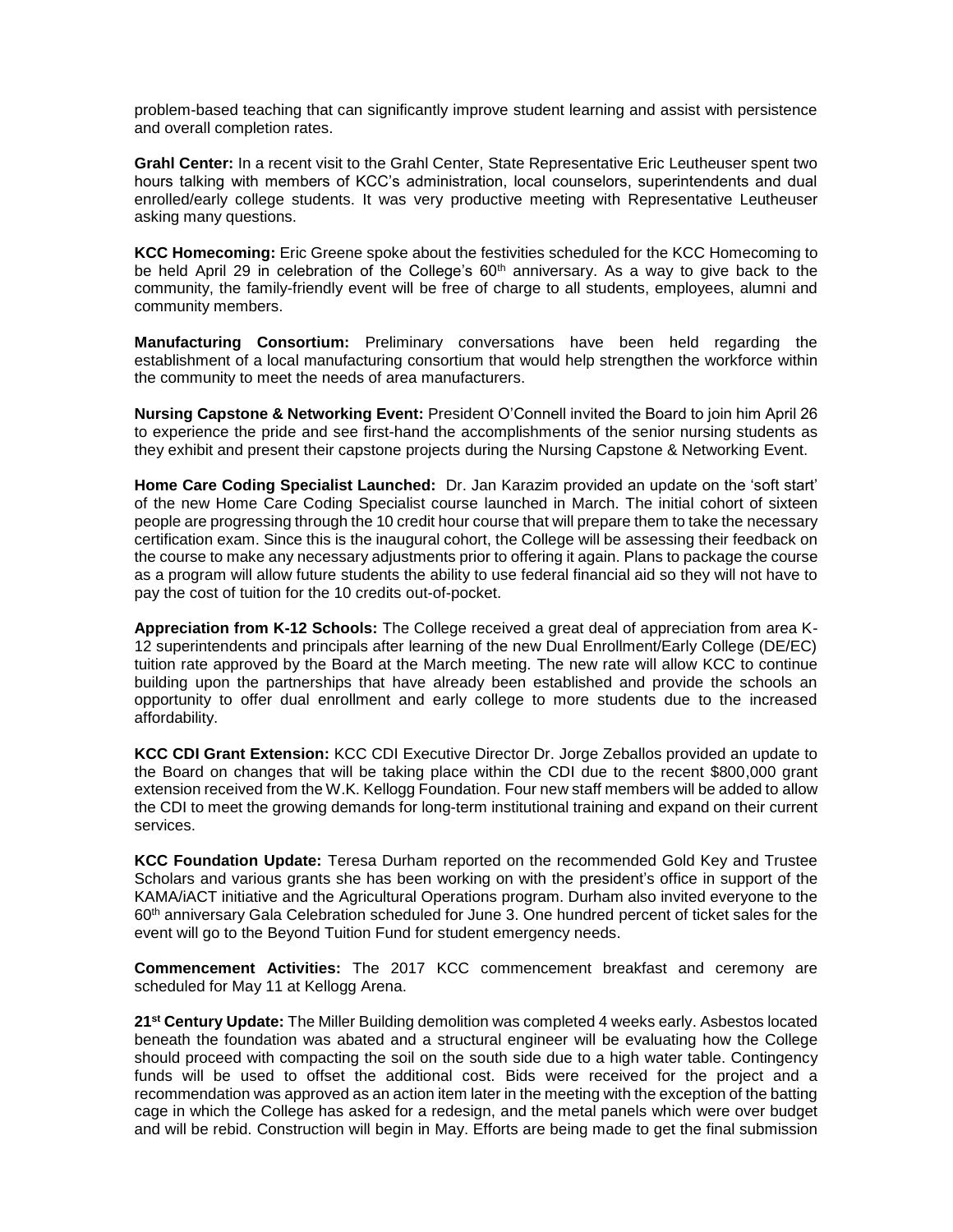problem-based teaching that can significantly improve student learning and assist with persistence and overall completion rates.

**Grahl Center:** In a recent visit to the Grahl Center, State Representative Eric Leutheuser spent two hours talking with members of KCC's administration, local counselors, superintendents and dual enrolled/early college students. It was very productive meeting with Representative Leutheuser asking many questions.

**KCC Homecoming:** Eric Greene spoke about the festivities scheduled for the KCC Homecoming to be held April 29 in celebration of the College's 60th anniversary. As a way to give back to the community, the family-friendly event will be free of charge to all students, employees, alumni and community members.

**Manufacturing Consortium:** Preliminary conversations have been held regarding the establishment of a local manufacturing consortium that would help strengthen the workforce within the community to meet the needs of area manufacturers.

**Nursing Capstone & Networking Event:** President O'Connell invited the Board to join him April 26 to experience the pride and see first-hand the accomplishments of the senior nursing students as they exhibit and present their capstone projects during the Nursing Capstone & Networking Event.

**Home Care Coding Specialist Launched:** Dr. Jan Karazim provided an update on the 'soft start' of the new Home Care Coding Specialist course launched in March. The initial cohort of sixteen people are progressing through the 10 credit hour course that will prepare them to take the necessary certification exam. Since this is the inaugural cohort, the College will be assessing their feedback on the course to make any necessary adjustments prior to offering it again. Plans to package the course as a program will allow future students the ability to use federal financial aid so they will not have to pay the cost of tuition for the 10 credits out-of-pocket.

**Appreciation from K-12 Schools:** The College received a great deal of appreciation from area K-12 superintendents and principals after learning of the new Dual Enrollment/Early College (DE/EC) tuition rate approved by the Board at the March meeting. The new rate will allow KCC to continue building upon the partnerships that have already been established and provide the schools an opportunity to offer dual enrollment and early college to more students due to the increased affordability.

**KCC CDI Grant Extension:** KCC CDI Executive Director Dr. Jorge Zeballos provided an update to the Board on changes that will be taking place within the CDI due to the recent $800,000 grant extension received from the W.K. Kellogg Foundation. Four new staff members will be added to allow the CDI to meet the growing demands for long-term institutional training and expand on their current services.

**KCC Foundation Update:** Teresa Durham reported on the recommended Gold Key and Trustee Scholars and various grants she has been working on with the president's office in support of the KAMA/iACT initiative and the Agricultural Operations program. Durham also invited everyone to the 60th anniversary Gala Celebration scheduled for June 3. One hundred percent of ticket sales for the event will go to the Beyond Tuition Fund for student emergency needs.

**Commencement Activities:** The 2017 KCC commencement breakfast and ceremony are scheduled for May 11 at Kellogg Arena.

**21st Century Update:** The Miller Building demolition was completed 4 weeks early. Asbestos located beneath the foundation was abated and a structural engineer will be evaluating how the College should proceed with compacting the soil on the south side due to a high water table. Contingency funds will be used to offset the additional cost. Bids were received for the project and a recommendation was approved as an action item later in the meeting with the exception of the batting cage in which the College has asked for a redesign, and the metal panels which were over budget and will be rebid. Construction will begin in May. Efforts are being made to get the final submission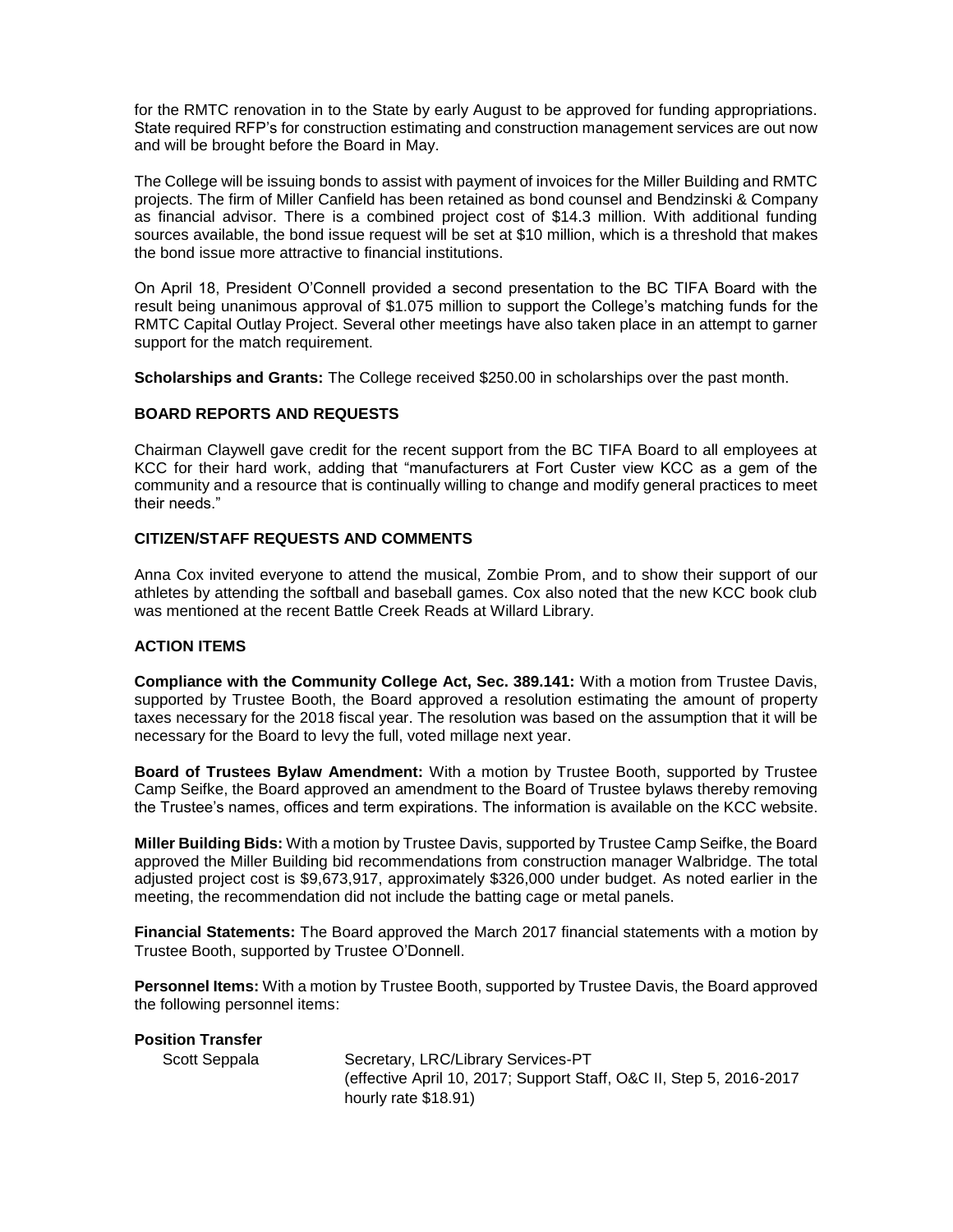for the RMTC renovation in to the State by early August to be approved for funding appropriations. State required RFP's for construction estimating and construction management services are out now and will be brought before the Board in May.

The College will be issuing bonds to assist with payment of invoices for the Miller Building and RMTC projects. The firm of Miller Canfield has been retained as bond counsel and Bendzinski & Company as financial advisor. There is a combined project cost of $14.3 million. With additional funding sources available, the bond issue request will be set at $10 million, which is a threshold that makes the bond issue more attractive to financial institutions.

On April 18, President O'Connell provided a second presentation to the BC TIFA Board with the result being unanimous approval of $1.075 million to support the College's matching funds for the RMTC Capital Outlay Project. Several other meetings have also taken place in an attempt to garner support for the match requirement.

**Scholarships and Grants:** The College received $250.00 in scholarships over the past month.

## BOARD REPORTS AND REQUESTS

Chairman Claywell gave credit for the recent support from the BC TIFA Board to all employees at KCC for their hard work, adding that "manufacturers at Fort Custer view KCC as a gem of the community and a resource that is continually willing to change and modify general practices to meet their needs."

## CITIZEN/STAFF REQUESTS AND COMMENTS

Anna Cox invited everyone to attend the musical, Zombie Prom, and to show their support of our athletes by attending the softball and baseball games. Cox also noted that the new KCC book club was mentioned at the recent Battle Creek Reads at Willard Library.

## ACTION ITEMS

**Compliance with the Community College Act, Sec. 389.141:** With a motion from Trustee Davis, supported by Trustee Booth, the Board approved a resolution estimating the amount of property taxes necessary for the 2018 fiscal year. The resolution was based on the assumption that it will be necessary for the Board to levy the full, voted millage next year.

**Board of Trustees Bylaw Amendment:** With a motion by Trustee Booth, supported by Trustee Camp Seifke, the Board approved an amendment to the Board of Trustee bylaws thereby removing the Trustee's names, offices and term expirations. The information is available on the KCC website.

**Miller Building Bids:** With a motion by Trustee Davis, supported by Trustee Camp Seifke, the Board approved the Miller Building bid recommendations from construction manager Walbridge. The total adjusted project cost is $9,673,917, approximately $326,000 under budget. As noted earlier in the meeting, the recommendation did not include the batting cage or metal panels.

**Financial Statements:** The Board approved the March 2017 financial statements with a motion by Trustee Booth, supported by Trustee O'Donnell.

**Personnel Items:** With a motion by Trustee Booth, supported by Trustee Davis, the Board approved the following personnel items:

**Position Transfer**

Scott Seppala — Secretary, LRC/Library Services-PT
(effective April 10, 2017; Support Staff, O&C II, Step 5, 2016-2017 hourly rate $18.91)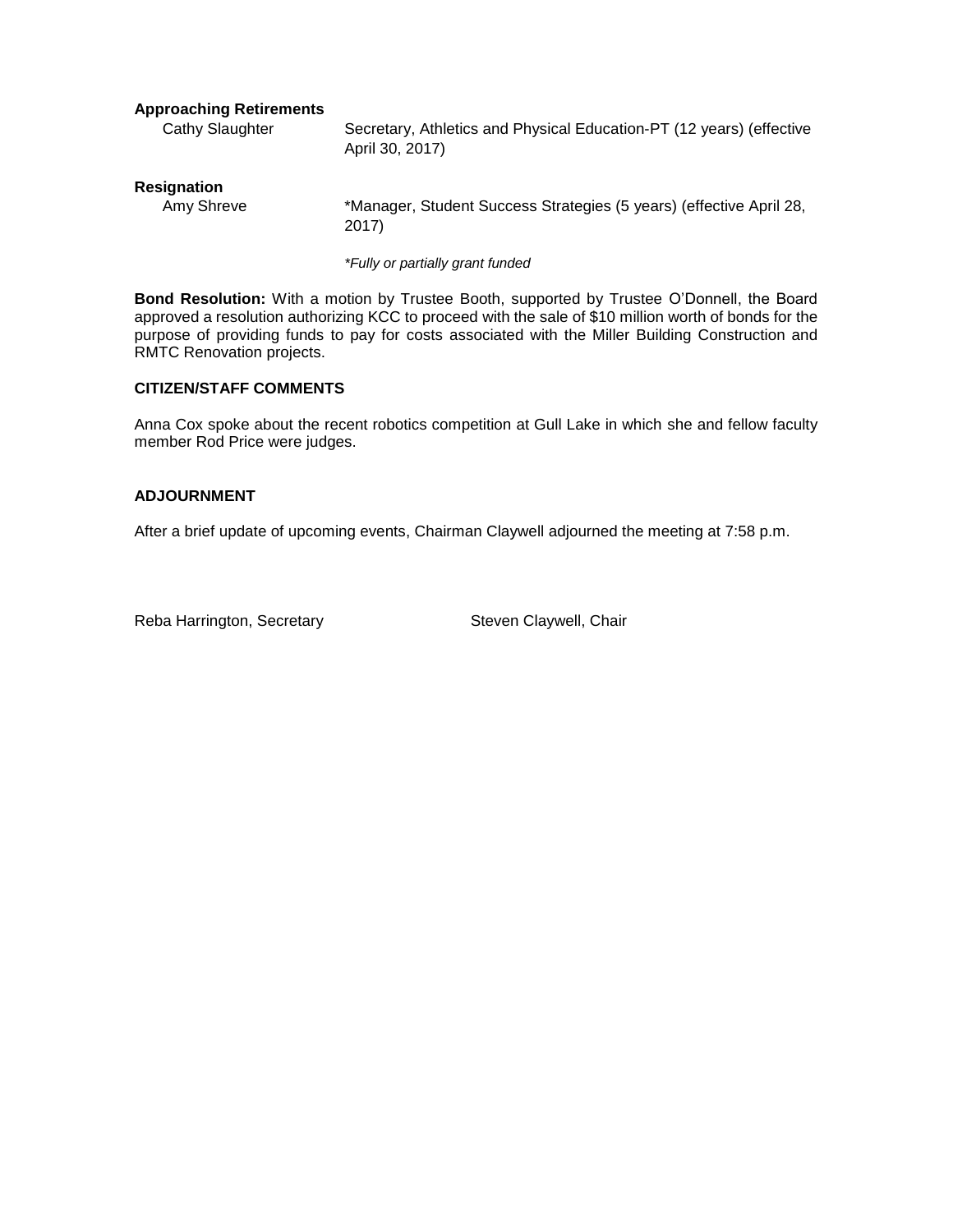**Approaching Retirements**

| | |
|---|---|
| Cathy Slaughter | Secretary, Athletics and Physical Education-PT (12 years) (effective April 30, 2017) |

**Resignation**

| | |
|---|---|
| Amy Shreve | *Manager, Student Success Strategies (5 years) (effective April 28, 2017) |

*\*Fully or partially grant funded*

**Bond Resolution:** With a motion by Trustee Booth, supported by Trustee O'Donnell, the Board approved a resolution authorizing KCC to proceed with the sale of $10 million worth of bonds for the purpose of providing funds to pay for costs associated with the Miller Building Construction and RMTC Renovation projects.

**CITIZEN/STAFF COMMENTS**

Anna Cox spoke about the recent robotics competition at Gull Lake in which she and fellow faculty member Rod Price were judges.

**ADJOURNMENT**

After a brief update of upcoming events, Chairman Claywell adjourned the meeting at 7:58 p.m.

Reba Harrington, Secretary

Steven Claywell, Chair